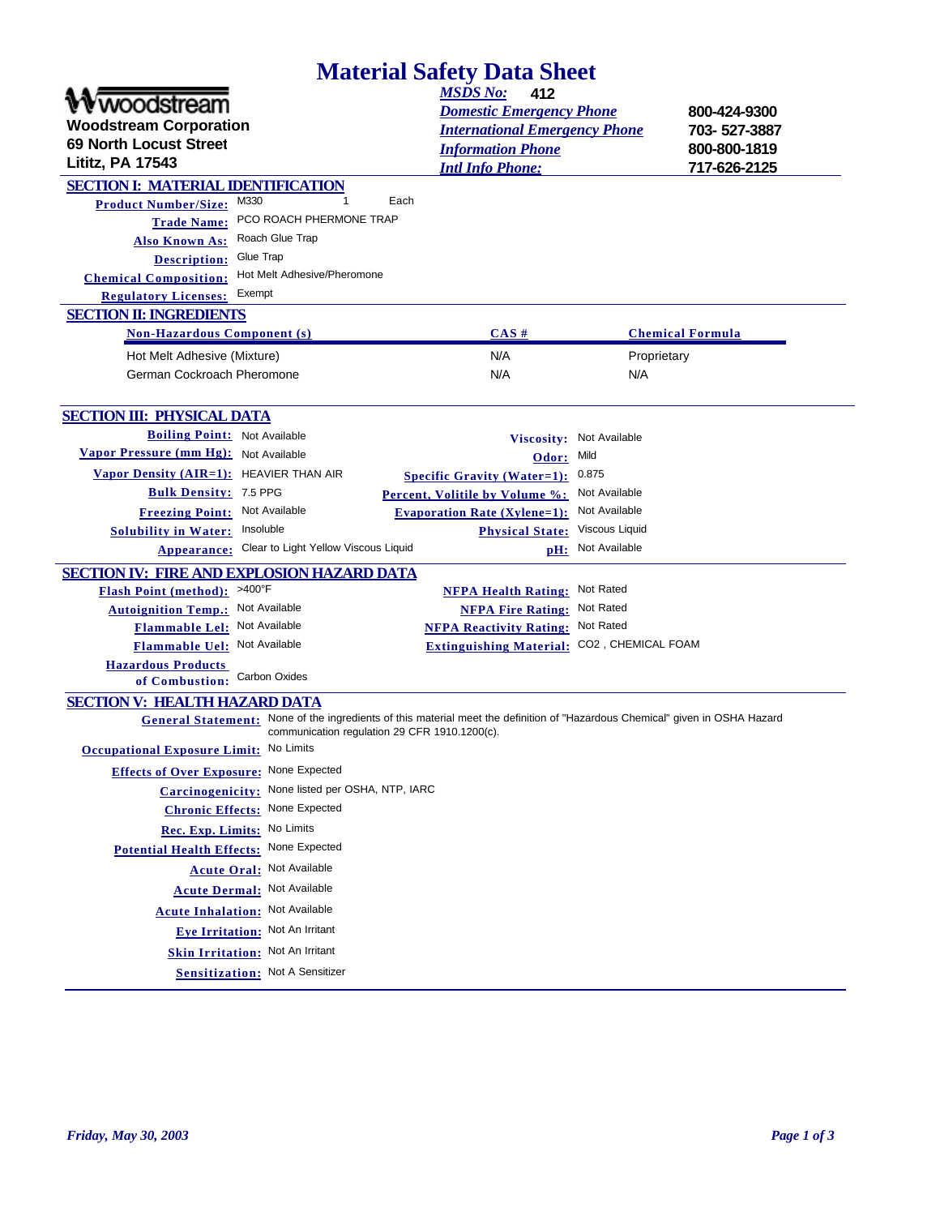# Material Safety Data Sheet

**woodstream**

**Woodstream Corporation**
**69 North Locust Street**
**Lititz, PA 17543**

| | |
|---|---|
| *MSDS No:* | **412** |
| *Domestic Emergency Phone* | **800-424-9300** |
| *International Emergency Phone* | **703- 527-3887** |
| *Information Phone* | **800-800-1819** |
| *Intl Info Phone:* | **717-626-2125** |

## SECTION I: MATERIAL IDENTIFICATION

**Product Number/Size:** M330 1 Each

**Trade Name:** PCO ROACH PHERMONE TRAP

**Also Known As:** Roach Glue Trap

**Description:** Glue Trap

**Chemical Composition:** Hot Melt Adhesive/Pheromone

**Regulatory Licenses:** Exempt

## SECTION II: INGREDIENTS

| Non-Hazardous Component (s) | CAS # | Chemical Formula |
|---|---|---|
| Hot Melt Adhesive (Mixture) | N/A | Proprietary |
| German Cockroach Pheromone | N/A | N/A |

## SECTION III: PHYSICAL DATA

**Boiling Point:** Not Available

**Vapor Pressure (mm Hg):** Not Available

**Vapor Density (AIR=1):** HEAVIER THAN AIR

**Bulk Density:** 7.5 PPG

**Freezing Point:** Not Available

**Solubility in Water:** Insoluble

**Appearance:** Clear to Light Yellow Viscous Liquid

**Viscosity:** Not Available

**Odor:** Mild

**Specific Gravity (Water=1):** 0.875

**Percent, Volitile by Volume %:** Not Available

**Evaporation Rate (Xylene=1):** Not Available

**Physical State:** Viscous Liquid

**pH:** Not Available

## SECTION IV: FIRE AND EXPLOSION HAZARD DATA

**Flash Point (method):** >400°F

**Autoignition Temp.:** Not Available

**Flammable Lel:** Not Available

**Flammable Uel:** Not Available

**Hazardous Products of Combustion:** Carbon Oxides

**NFPA Health Rating:** Not Rated

**NFPA Fire Rating:** Not Rated

**NFPA Reactivity Rating:** Not Rated

**Extinguishing Material:** CO2 , CHEMICAL FOAM

## SECTION V: HEALTH HAZARD DATA

**General Statement:** None of the ingredients of this material meet the definition of "Hazardous Chemical" given in OSHA Hazard communication regulation 29 CFR 1910.1200(c).

**Occupational Exposure Limit:** No Limits

**Effects of Over Exposure:** None Expected

**Carcinogenicity:** None listed per OSHA, NTP, IARC

**Chronic Effects:** None Expected

**Rec. Exp. Limits:** No Limits

**Potential Health Effects:** None Expected

**Acute Oral:** Not Available

**Acute Dermal:** Not Available

**Acute Inhalation:** Not Available

**Eye Irritation:** Not An Irritant

**Skin Irritation:** Not An Irritant

**Sensitization:** Not A Sensitizer

*Friday, May 30, 2003*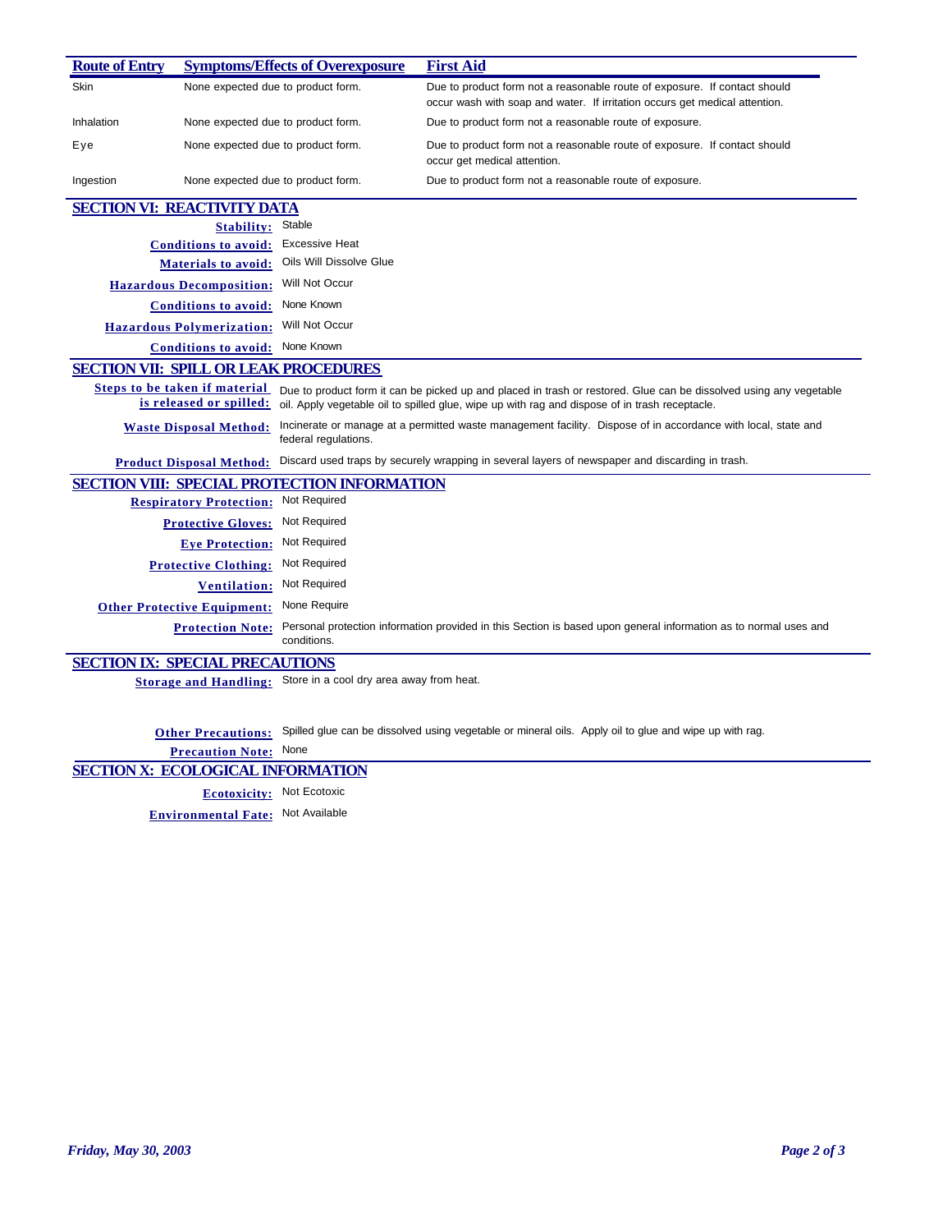| Route of Entry | Symptoms/Effects of Overexposure | First Aid |
|---|---|---|
| Skin | None expected due to product form. | Due to product form not a reasonable route of exposure. If contact should occur wash with soap and water. If irritation occurs get medical attention. |
| Inhalation | None expected due to product form. | Due to product form not a reasonable route of exposure. |
| Eye | None expected due to product form. | Due to product form not a reasonable route of exposure. If contact should occur get medical attention. |
| Ingestion | None expected due to product form. | Due to product form not a reasonable route of exposure. |

## SECTION VI: REACTIVITY DATA

**Stability:** Stable

**Conditions to avoid:** Excessive Heat

**Materials to avoid:** Oils Will Dissolve Glue

**Hazardous Decomposition:** Will Not Occur

**Conditions to avoid:** None Known

**Hazardous Polymerization:** Will Not Occur

**Conditions to avoid:** None Known

## SECTION VII: SPILL OR LEAK PROCEDURES

**Steps to be taken if material is released or spilled:** Due to product form it can be picked up and placed in trash or restored. Glue can be dissolved using any vegetable oil. Apply vegetable oil to spilled glue, wipe up with rag and dispose of in trash receptacle.

**Waste Disposal Method:** Incinerate or manage at a permitted waste management facility. Dispose of in accordance with local, state and federal regulations.

**Product Disposal Method:** Discard used traps by securely wrapping in several layers of newspaper and discarding in trash.

## SECTION VIII: SPECIAL PROTECTION INFORMATION

**Respiratory Protection:** Not Required

**Protective Gloves:** Not Required

**Eye Protection:** Not Required

**Protective Clothing:** Not Required

**Ventilation:** Not Required

**Other Protective Equipment:** None Require

**Protection Note:** Personal protection information provided in this Section is based upon general information as to normal uses and conditions.

## SECTION IX: SPECIAL PRECAUTIONS

**Storage and Handling:** Store in a cool dry area away from heat.

**Other Precautions:** Spilled glue can be dissolved using vegetable or mineral oils. Apply oil to glue and wipe up with rag.

**Precaution Note:** None

## SECTION X: ECOLOGICAL INFORMATION

**Ecotoxicity:** Not Ecotoxic

**Environmental Fate:** Not Available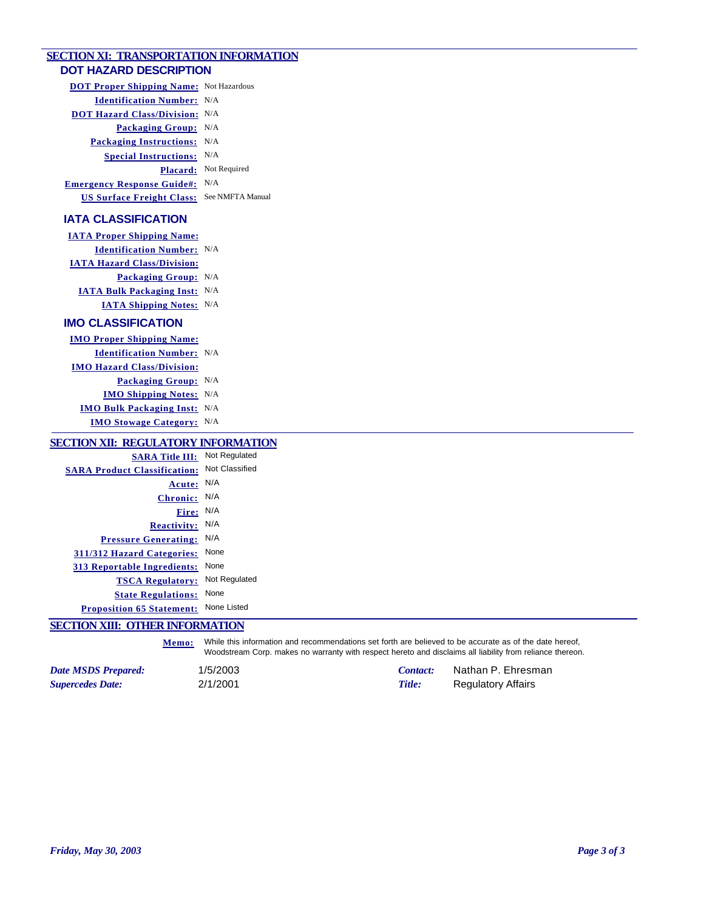## SECTION XI: TRANSPORTATION INFORMATION

### DOT HAZARD DESCRIPTION

**DOT Proper Shipping Name:** Not Hazardous
**Identification Number:** N/A
**DOT Hazard Class/Division:** N/A
**Packaging Group:** N/A
**Packaging Instructions:** N/A
**Special Instructions:** N/A
**Placard:** Not Required
**Emergency Response Guide#:** N/A
**US Surface Freight Class:** See NMFTA Manual

### IATA CLASSIFICATION

**IATA Proper Shipping Name:**
**Identification Number:** N/A
**IATA Hazard Class/Division:**
**Packaging Group:** N/A
**IATA Bulk Packaging Inst:** N/A
**IATA Shipping Notes:** N/A

### IMO CLASSIFICATION

**IMO Proper Shipping Name:**
**Identification Number:** N/A
**IMO Hazard Class/Division:**
**Packaging Group:** N/A
**IMO Shipping Notes:** N/A
**IMO Bulk Packaging Inst:** N/A
**IMO Stowage Category:** N/A

## SECTION XII: REGULATORY INFORMATION

**SARA Title III:** Not Regulated
**SARA Product Classification:** Not Classified
**Acute:** N/A
**Chronic:** N/A
**Fire:** N/A
**Reactivity:** N/A
**Pressure Generating:** N/A
**311/312 Hazard Categories:** None
**313 Reportable Ingredients:** None
**TSCA Regulatory:** Not Regulated
**State Regulations:** None
**Proposition 65 Statement:** None Listed

## SECTION XIII: OTHER INFORMATION

**Memo:** While this information and recommendations set forth are believed to be accurate as of the date hereof, Woodstream Corp. makes no warranty with respect hereto and disclaims all liability from reliance thereon.

*Date MSDS Prepared:* 1/5/2003
*Supercedes Date:* 2/1/2001
*Contact:* Nathan P. Ehresman
*Title:* Regulatory Affairs